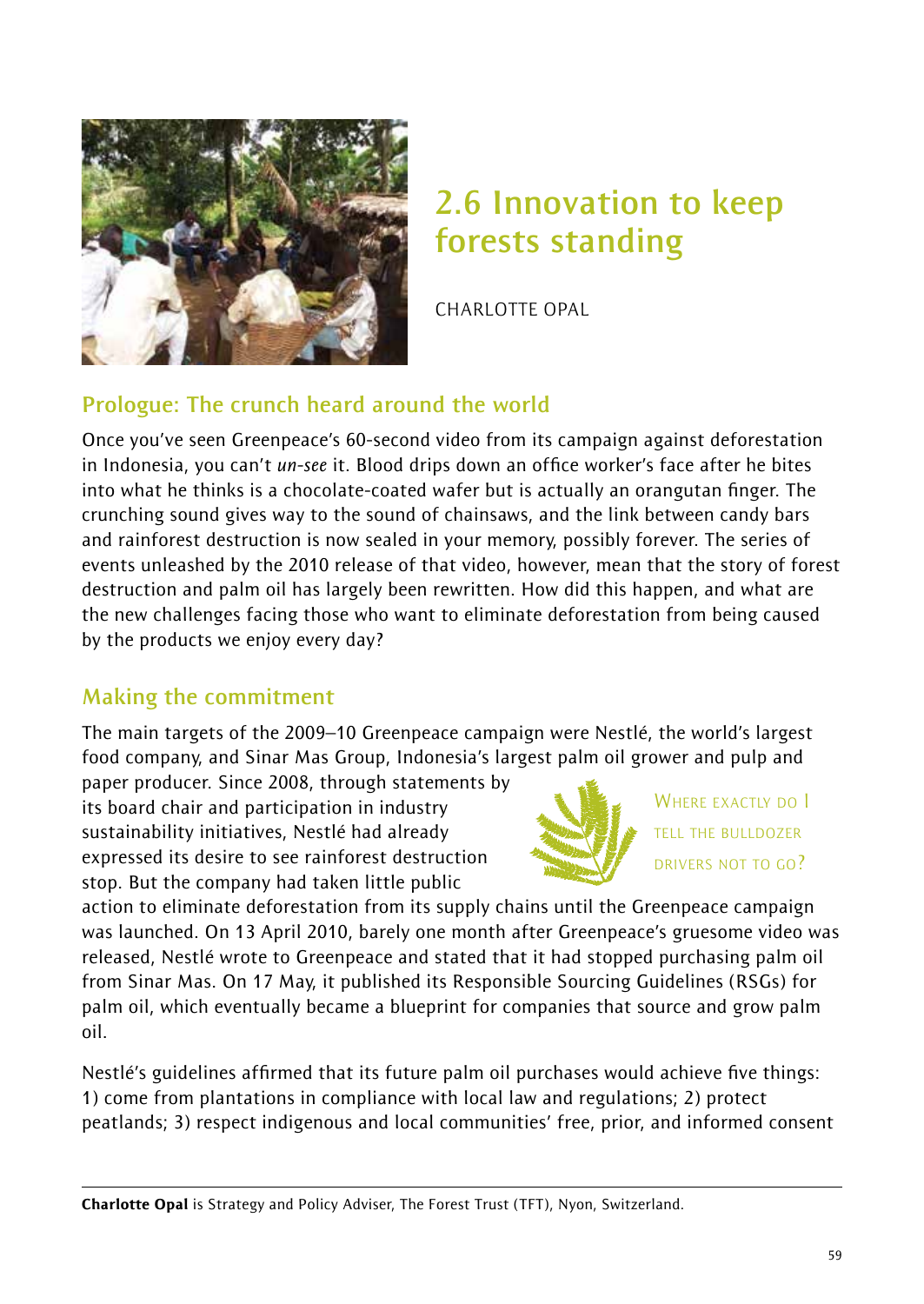# 2.6 Innovation to keep forests standing

CHARLOTTE OPAL

## Prologue: The crunch heard around the world

Once you've seen Greenpeace's 60-second video from its campaign against deforestation in Indonesia, you can't *un-see* it. Blood drips down an office worker's face after he bites into what he thinks is a chocolate-coated wafer but is actually an orangutan finger. The crunching sound gives way to the sound of chainsaws, and the link between candy bars and rainforest destruction is now sealed in your memory, possibly forever. The series of events unleashed by the 2010 release of that video, however, mean that the story of forest destruction and palm oil has largely been rewritten. How did this happen, and what are the new challenges facing those who want to eliminate deforestation from being caused by the products we enjoy every day?

## Making the commitment

The main targets of the 2009–10 Greenpeace campaign were Nestlé, the world's largest food company, and Sinar Mas Group, Indonesia's largest palm oil grower and pulp and paper producer. Since 2008, through statements by its board chair and participation in industry sustainability initiatives, Nestlé had already expressed its desire to see rainforest destruction stop. But the company had taken little public action to eliminate deforestation from its supply chains until the Greenpeace campaign was launched. On 13 April 2010, barely one month after Greenpeace's gruesome video was released, Nestlé wrote to Greenpeace and stated that it had stopped purchasing palm oil from Sinar Mas. On 17 May, it published its Responsible Sourcing Guidelines (RSGs) for palm oil, which eventually became a blueprint for companies that source and grow palm oil.

WHERE EXACTLY DO I TELL THE BULLDOZER DRIVERS NOT TO GO?

Nestlé's guidelines affirmed that its future palm oil purchases would achieve five things: 1) come from plantations in compliance with local law and regulations; 2) protect peatlands; 3) respect indigenous and local communities' free, prior, and informed consent

---

**Charlotte Opal** is Strategy and Policy Adviser, The Forest Trust (TFT), Nyon, Switzerland.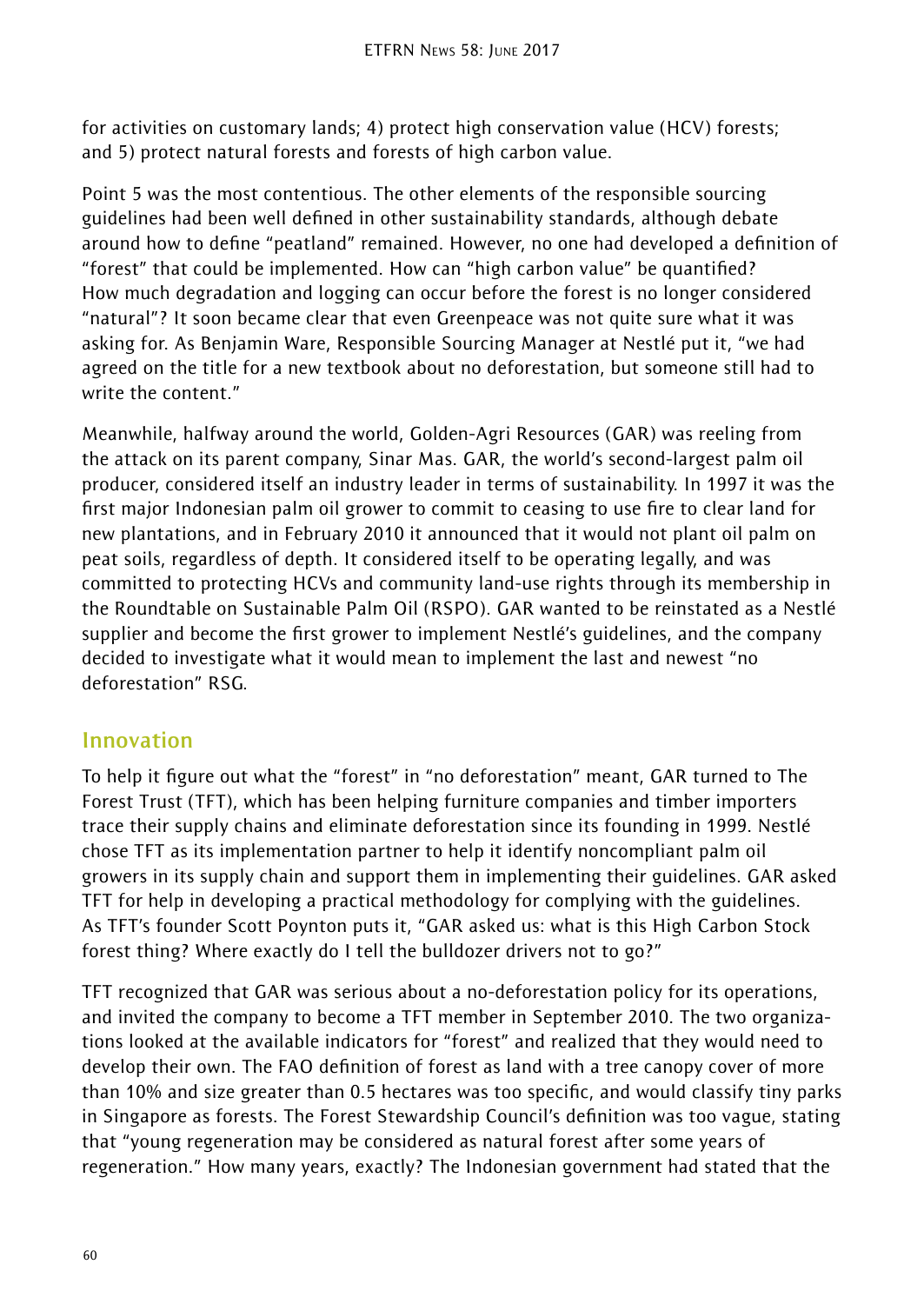for activities on customary lands; 4) protect high conservation value (HCV) forests; and 5) protect natural forests and forests of high carbon value.

Point 5 was the most contentious. The other elements of the responsible sourcing guidelines had been well defined in other sustainability standards, although debate around how to define "peatland" remained. However, no one had developed a definition of "forest" that could be implemented. How can "high carbon value" be quantified? How much degradation and logging can occur before the forest is no longer considered "natural"? It soon became clear that even Greenpeace was not quite sure what it was asking for. As Benjamin Ware, Responsible Sourcing Manager at Nestlé put it, "we had agreed on the title for a new textbook about no deforestation, but someone still had to write the content."

Meanwhile, halfway around the world, Golden-Agri Resources (GAR) was reeling from the attack on its parent company, Sinar Mas. GAR, the world's second-largest palm oil producer, considered itself an industry leader in terms of sustainability. In 1997 it was the first major Indonesian palm oil grower to commit to ceasing to use fire to clear land for new plantations, and in February 2010 it announced that it would not plant oil palm on peat soils, regardless of depth. It considered itself to be operating legally, and was committed to protecting HCVs and community land-use rights through its membership in the Roundtable on Sustainable Palm Oil (RSPO). GAR wanted to be reinstated as a Nestlé supplier and become the first grower to implement Nestlé's guidelines, and the company decided to investigate what it would mean to implement the last and newest "no deforestation" RSG.

## Innovation

To help it figure out what the "forest" in "no deforestation" meant, GAR turned to The Forest Trust (TFT), which has been helping furniture companies and timber importers trace their supply chains and eliminate deforestation since its founding in 1999. Nestlé chose TFT as its implementation partner to help it identify noncompliant palm oil growers in its supply chain and support them in implementing their guidelines. GAR asked TFT for help in developing a practical methodology for complying with the guidelines. As TFT's founder Scott Poynton puts it, "GAR asked us: what is this High Carbon Stock forest thing? Where exactly do I tell the bulldozer drivers not to go?"

TFT recognized that GAR was serious about a no-deforestation policy for its operations, and invited the company to become a TFT member in September 2010. The two organizations looked at the available indicators for "forest" and realized that they would need to develop their own. The FAO definition of forest as land with a tree canopy cover of more than 10% and size greater than 0.5 hectares was too specific, and would classify tiny parks in Singapore as forests. The Forest Stewardship Council's definition was too vague, stating that "young regeneration may be considered as natural forest after some years of regeneration." How many years, exactly? The Indonesian government had stated that the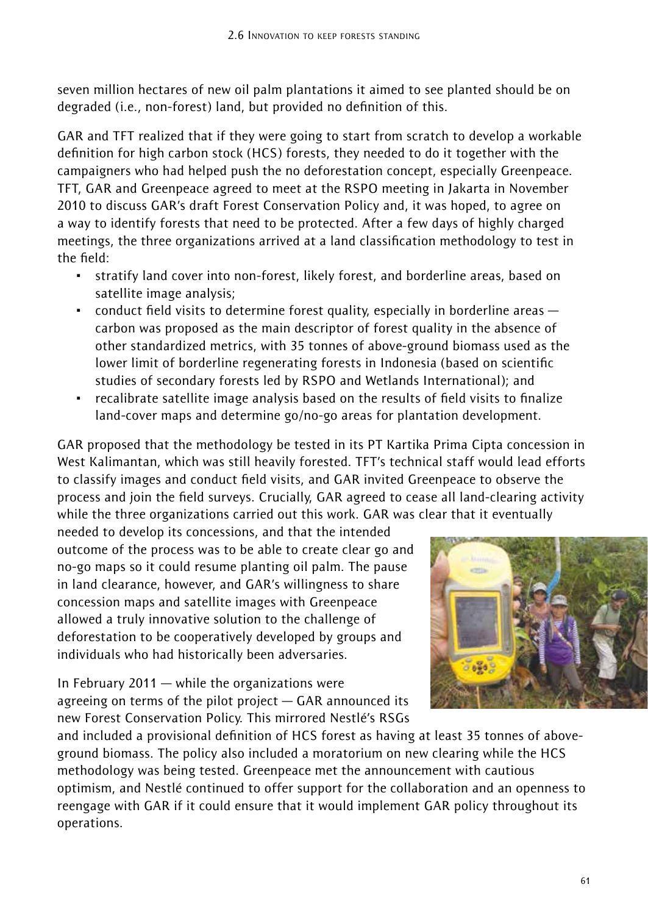seven million hectares of new oil palm plantations it aimed to see planted should be on degraded (i.e., non-forest) land, but provided no definition of this.

GAR and TFT realized that if they were going to start from scratch to develop a workable definition for high carbon stock (HCS) forests, they needed to do it together with the campaigners who had helped push the no deforestation concept, especially Greenpeace. TFT, GAR and Greenpeace agreed to meet at the RSPO meeting in Jakarta in November 2010 to discuss GAR's draft Forest Conservation Policy and, it was hoped, to agree on a way to identify forests that need to be protected. After a few days of highly charged meetings, the three organizations arrived at a land classification methodology to test in the field:

- stratify land cover into non-forest, likely forest, and borderline areas, based on satellite image analysis;
- conduct field visits to determine forest quality, especially in borderline areas — carbon was proposed as the main descriptor of forest quality in the absence of other standardized metrics, with 35 tonnes of above-ground biomass used as the lower limit of borderline regenerating forests in Indonesia (based on scientific studies of secondary forests led by RSPO and Wetlands International); and
- recalibrate satellite image analysis based on the results of field visits to finalize land-cover maps and determine go/no-go areas for plantation development.

GAR proposed that the methodology be tested in its PT Kartika Prima Cipta concession in West Kalimantan, which was still heavily forested. TFT's technical staff would lead efforts to classify images and conduct field visits, and GAR invited Greenpeace to observe the process and join the field surveys. Crucially, GAR agreed to cease all land-clearing activity while the three organizations carried out this work. GAR was clear that it eventually needed to develop its concessions, and that the intended outcome of the process was to be able to create clear go and no-go maps so it could resume planting oil palm. The pause in land clearance, however, and GAR's willingness to share concession maps and satellite images with Greenpeace allowed a truly innovative solution to the challenge of deforestation to be cooperatively developed by groups and individuals who had historically been adversaries.

In February 2011 — while the organizations were agreeing on terms of the pilot project — GAR announced its new Forest Conservation Policy. This mirrored Nestlé's RSGs and included a provisional definition of HCS forest as having at least 35 tonnes of above-ground biomass. The policy also included a moratorium on new clearing while the HCS methodology was being tested. Greenpeace met the announcement with cautious optimism, and Nestlé continued to offer support for the collaboration and an openness to reengage with GAR if it could ensure that it would implement GAR policy throughout its operations.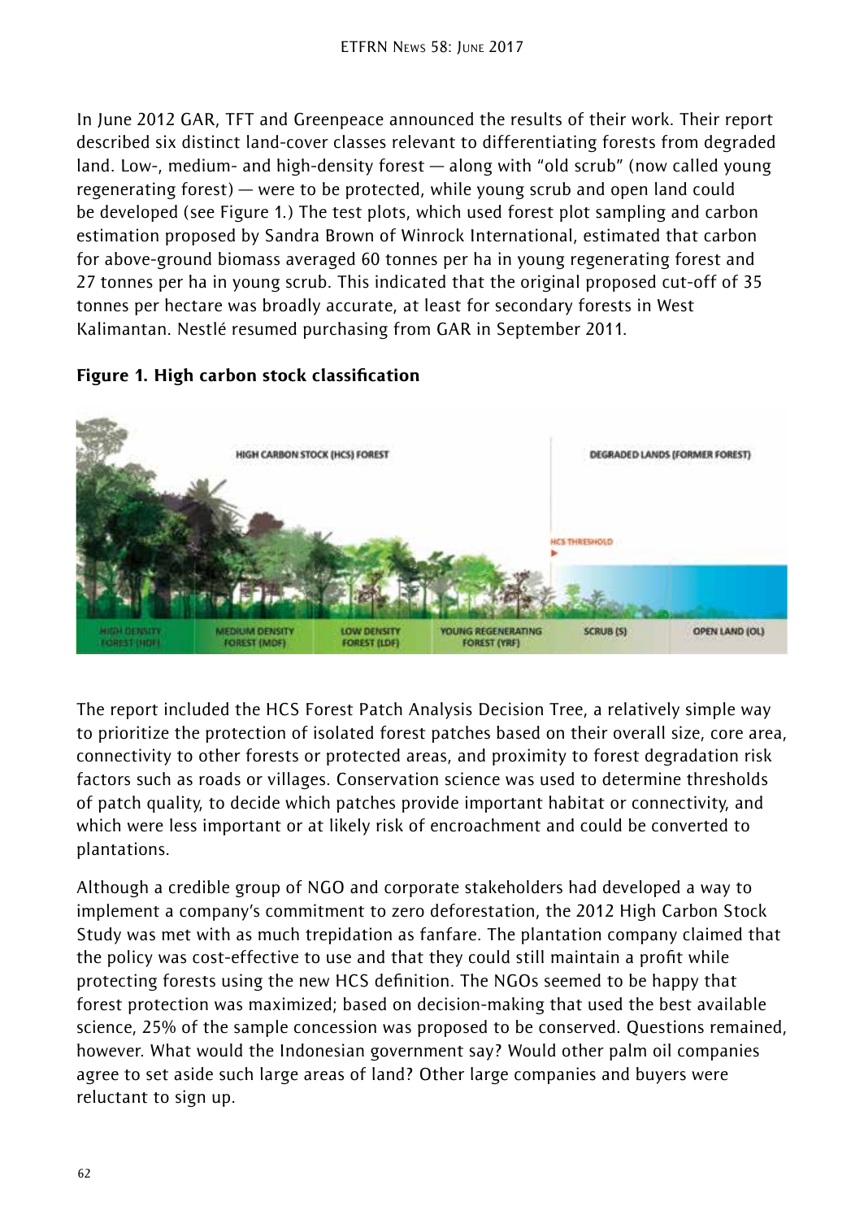In June 2012 GAR, TFT and Greenpeace announced the results of their work. Their report described six distinct land-cover classes relevant to differentiating forests from degraded land. Low-, medium- and high-density forest — along with "old scrub" (now called young regenerating forest) — were to be protected, while young scrub and open land could be developed (see Figure 1.) The test plots, which used forest plot sampling and carbon estimation proposed by Sandra Brown of Winrock International, estimated that carbon for above-ground biomass averaged 60 tonnes per ha in young regenerating forest and 27 tonnes per ha in young scrub. This indicated that the original proposed cut-off of 35 tonnes per hectare was broadly accurate, at least for secondary forests in West Kalimantan. Nestlé resumed purchasing from GAR in September 2011.

**Figure 1. High carbon stock classification**

The report included the HCS Forest Patch Analysis Decision Tree, a relatively simple way to prioritize the protection of isolated forest patches based on their overall size, core area, connectivity to other forests or protected areas, and proximity to forest degradation risk factors such as roads or villages. Conservation science was used to determine thresholds of patch quality, to decide which patches provide important habitat or connectivity, and which were less important or at likely risk of encroachment and could be converted to plantations.

Although a credible group of NGO and corporate stakeholders had developed a way to implement a company's commitment to zero deforestation, the 2012 High Carbon Stock Study was met with as much trepidation as fanfare. The plantation company claimed that the policy was cost-effective to use and that they could still maintain a profit while protecting forests using the new HCS definition. The NGOs seemed to be happy that forest protection was maximized; based on decision-making that used the best available science, 25% of the sample concession was proposed to be conserved. Questions remained, however. What would the Indonesian government say? Would other palm oil companies agree to set aside such large areas of land? Other large companies and buyers were reluctant to sign up.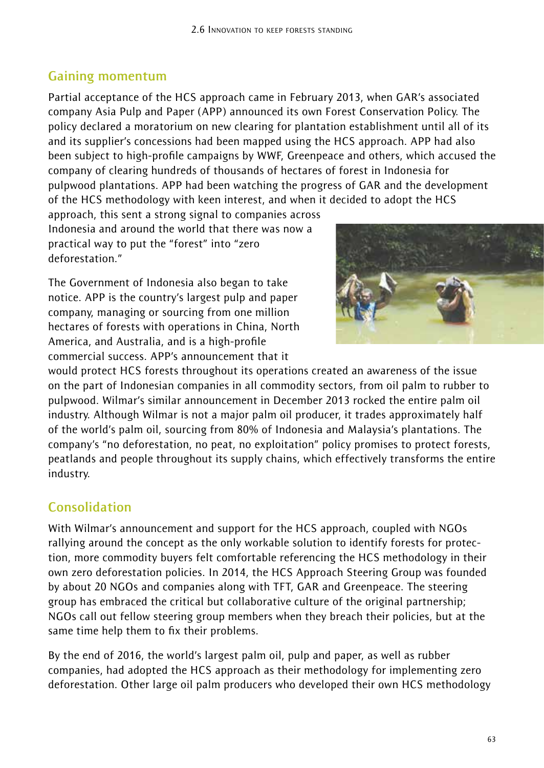## Gaining momentum

Partial acceptance of the HCS approach came in February 2013, when GAR's associated company Asia Pulp and Paper (APP) announced its own Forest Conservation Policy. The policy declared a moratorium on new clearing for plantation establishment until all of its and its supplier's concessions had been mapped using the HCS approach. APP had also been subject to high-profile campaigns by WWF, Greenpeace and others, which accused the company of clearing hundreds of thousands of hectares of forest in Indonesia for pulpwood plantations. APP had been watching the progress of GAR and the development of the HCS methodology with keen interest, and when it decided to adopt the HCS approach, this sent a strong signal to companies across Indonesia and around the world that there was now a practical way to put the "forest" into "zero deforestation."

The Government of Indonesia also began to take notice. APP is the country's largest pulp and paper company, managing or sourcing from one million hectares of forests with operations in China, North America, and Australia, and is a high-profile commercial success. APP's announcement that it would protect HCS forests throughout its operations created an awareness of the issue on the part of Indonesian companies in all commodity sectors, from oil palm to rubber to pulpwood. Wilmar's similar announcement in December 2013 rocked the entire palm oil industry. Although Wilmar is not a major palm oil producer, it trades approximately half of the world's palm oil, sourcing from 80% of Indonesia and Malaysia's plantations. The company's "no deforestation, no peat, no exploitation" policy promises to protect forests, peatlands and people throughout its supply chains, which effectively transforms the entire industry.

## Consolidation

With Wilmar's announcement and support for the HCS approach, coupled with NGOs rallying around the concept as the only workable solution to identify forests for protection, more commodity buyers felt comfortable referencing the HCS methodology in their own zero deforestation policies. In 2014, the HCS Approach Steering Group was founded by about 20 NGOs and companies along with TFT, GAR and Greenpeace. The steering group has embraced the critical but collaborative culture of the original partnership; NGOs call out fellow steering group members when they breach their policies, but at the same time help them to fix their problems.

By the end of 2016, the world's largest palm oil, pulp and paper, as well as rubber companies, had adopted the HCS approach as their methodology for implementing zero deforestation. Other large oil palm producers who developed their own HCS methodology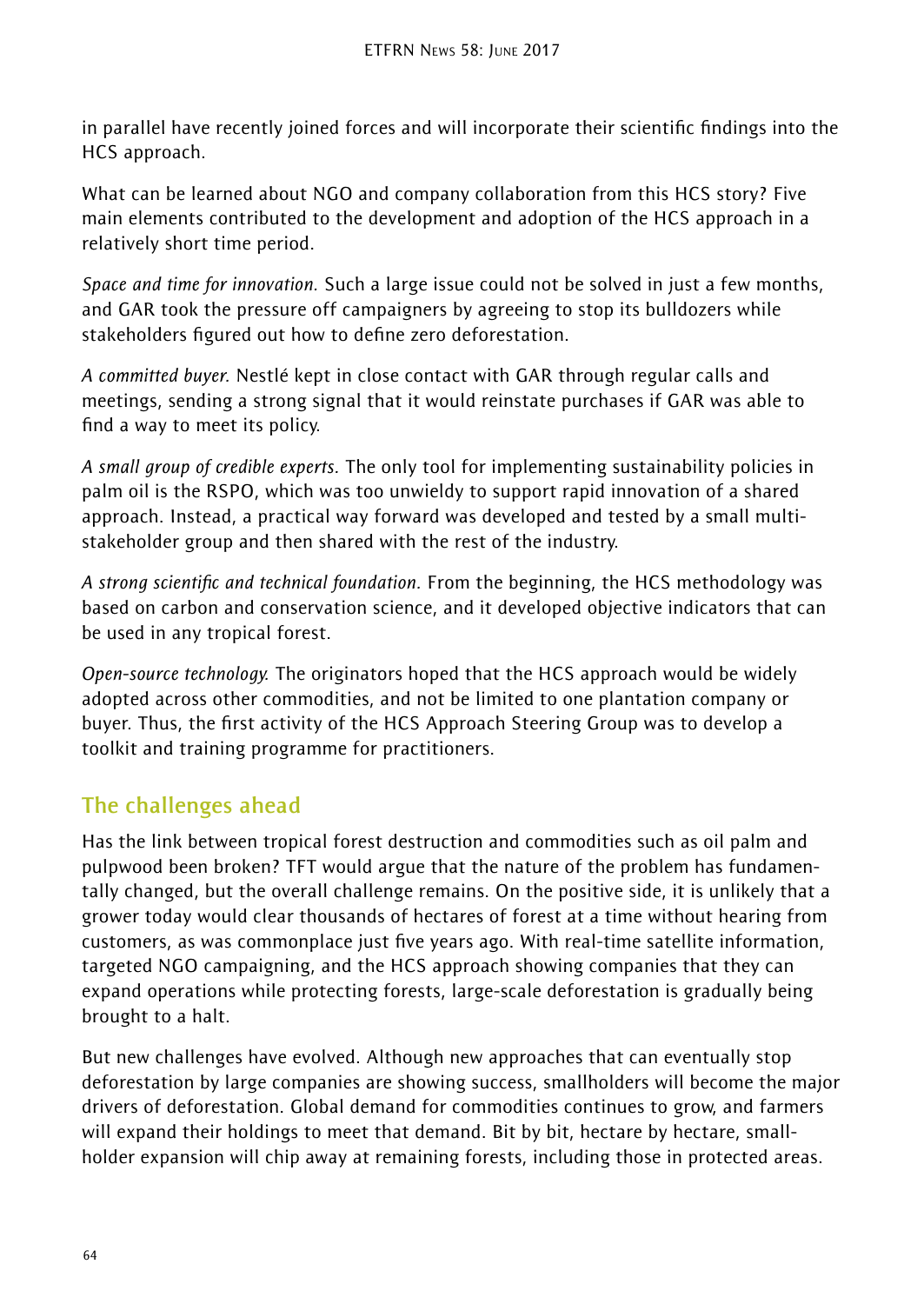in parallel have recently joined forces and will incorporate their scientific findings into the HCS approach.

What can be learned about NGO and company collaboration from this HCS story? Five main elements contributed to the development and adoption of the HCS approach in a relatively short time period.

*Space and time for innovation.* Such a large issue could not be solved in just a few months, and GAR took the pressure off campaigners by agreeing to stop its bulldozers while stakeholders figured out how to define zero deforestation.

*A committed buyer.* Nestlé kept in close contact with GAR through regular calls and meetings, sending a strong signal that it would reinstate purchases if GAR was able to find a way to meet its policy.

*A small group of credible experts.* The only tool for implementing sustainability policies in palm oil is the RSPO, which was too unwieldy to support rapid innovation of a shared approach. Instead, a practical way forward was developed and tested by a small multi-stakeholder group and then shared with the rest of the industry.

*A strong scientific and technical foundation.* From the beginning, the HCS methodology was based on carbon and conservation science, and it developed objective indicators that can be used in any tropical forest.

*Open-source technology.* The originators hoped that the HCS approach would be widely adopted across other commodities, and not be limited to one plantation company or buyer. Thus, the first activity of the HCS Approach Steering Group was to develop a toolkit and training programme for practitioners.

## The challenges ahead

Has the link between tropical forest destruction and commodities such as oil palm and pulpwood been broken? TFT would argue that the nature of the problem has fundamentally changed, but the overall challenge remains. On the positive side, it is unlikely that a grower today would clear thousands of hectares of forest at a time without hearing from customers, as was commonplace just five years ago. With real-time satellite information, targeted NGO campaigning, and the HCS approach showing companies that they can expand operations while protecting forests, large-scale deforestation is gradually being brought to a halt.

But new challenges have evolved. Although new approaches that can eventually stop deforestation by large companies are showing success, smallholders will become the major drivers of deforestation. Global demand for commodities continues to grow, and farmers will expand their holdings to meet that demand. Bit by bit, hectare by hectare, smallholder expansion will chip away at remaining forests, including those in protected areas.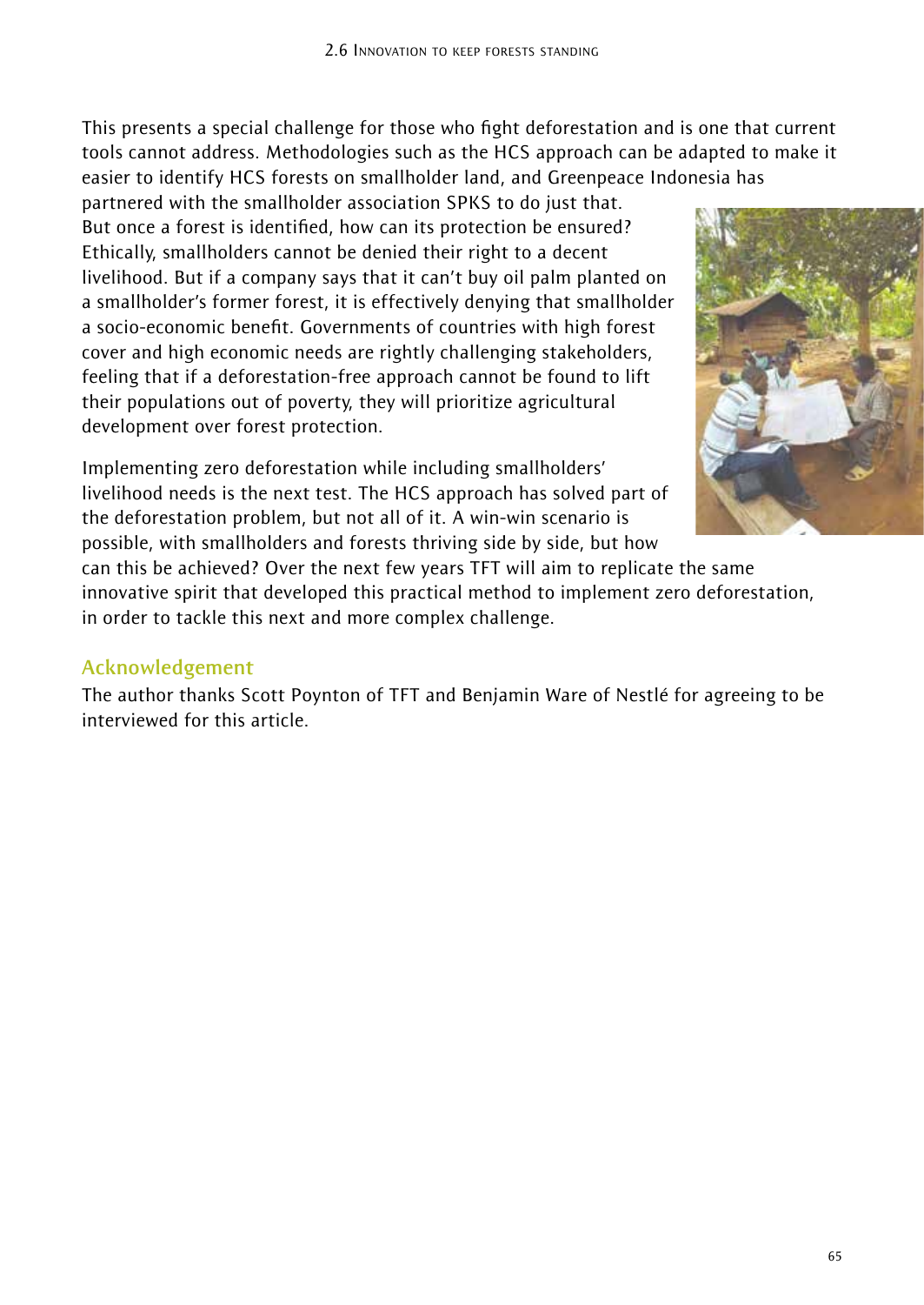This presents a special challenge for those who fight deforestation and is one that current tools cannot address. Methodologies such as the HCS approach can be adapted to make it easier to identify HCS forests on smallholder land, and Greenpeace Indonesia has partnered with the smallholder association SPKS to do just that. But once a forest is identified, how can its protection be ensured? Ethically, smallholders cannot be denied their right to a decent livelihood. But if a company says that it can't buy oil palm planted on a smallholder's former forest, it is effectively denying that smallholder a socio-economic benefit. Governments of countries with high forest cover and high economic needs are rightly challenging stakeholders, feeling that if a deforestation-free approach cannot be found to lift their populations out of poverty, they will prioritize agricultural development over forest protection.

Implementing zero deforestation while including smallholders' livelihood needs is the next test. The HCS approach has solved part of the deforestation problem, but not all of it. A win-win scenario is possible, with smallholders and forests thriving side by side, but how can this be achieved? Over the next few years TFT will aim to replicate the same innovative spirit that developed this practical method to implement zero deforestation, in order to tackle this next and more complex challenge.

## Acknowledgement

The author thanks Scott Poynton of TFT and Benjamin Ware of Nestlé for agreeing to be interviewed for this article.